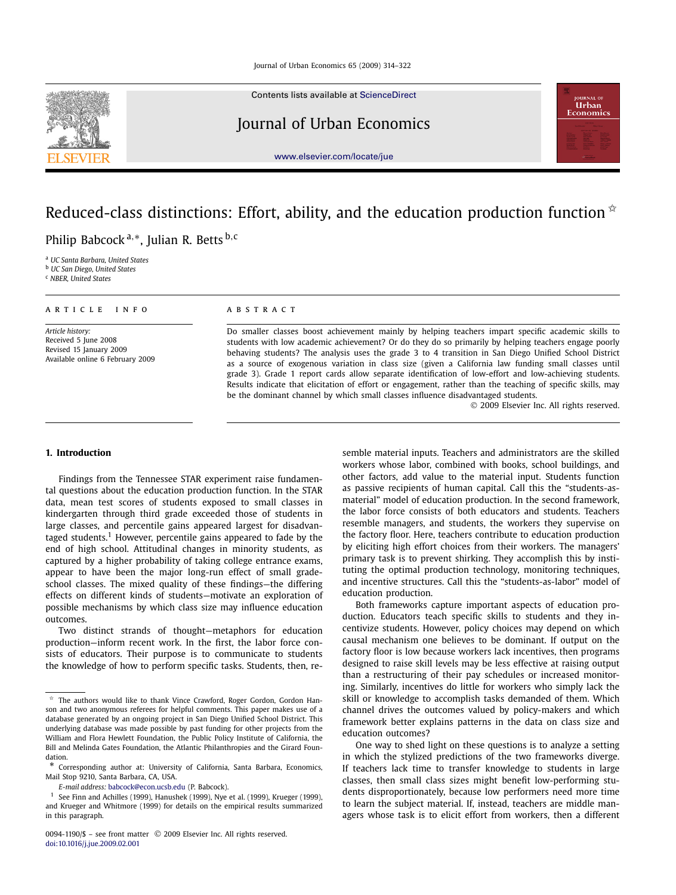# Reduced-class distinctions: Effort, ability, and the education production function ☆

Philip Babcock [a,*], Julian R. Betts [b,c]

[a] UC Santa Barbara, United States
[b] UC San Diego, United States
[c] NBER, United States

ARTICLE INFO

*Article history:*
Received 5 June 2008
Revised 15 January 2009
Available online 6 February 2009

ABSTRACT

Do smaller classes boost achievement mainly by helping teachers impart specific academic skills to students with low academic achievement? Or do they do so primarily by helping teachers engage poorly behaving students? The analysis uses the grade 3 to 4 transition in San Diego Unified School District as a source of exogenous variation in class size (given a California law funding small classes until grade 3). Grade 1 report cards allow separate identification of low-effort and low-achieving students. Results indicate that elicitation of effort or engagement, rather than the teaching of specific skills, may be the dominant channel by which small classes influence disadvantaged students.

© 2009 Elsevier Inc. All rights reserved.

## 1. Introduction

Findings from the Tennessee STAR experiment raise fundamental questions about the education production function. In the STAR data, mean test scores of students exposed to small classes in kindergarten through third grade exceeded those of students in large classes, and percentile gains appeared largest for disadvantaged students.[1] However, percentile gains appeared to fade by the end of high school. Attitudinal changes in minority students, as captured by a higher probability of taking college entrance exams, appear to have been the major long-run effect of small grade-school classes. The mixed quality of these findings—the differing effects on different kinds of students—motivate an exploration of possible mechanisms by which class size may influence education outcomes.

Two distinct strands of thought—metaphors for education production—inform recent work. In the first, the labor force consists of educators. Their purpose is to communicate to students the knowledge of how to perform specific tasks. Students, then, resemble material inputs. Teachers and administrators are the skilled workers whose labor, combined with books, school buildings, and other factors, add value to the material input. Students function as passive recipients of human capital. Call this the "students-as-material" model of education production. In the second framework, the labor force consists of both educators and students. Teachers resemble managers, and students, the workers they supervise on the factory floor. Here, teachers contribute to education production by eliciting high effort choices from their workers. The managers' primary task is to prevent shirking. They accomplish this by instituting the optimal production technology, monitoring techniques, and incentive structures. Call this the "students-as-labor" model of education production.

Both frameworks capture important aspects of education production. Educators teach specific skills to students and they incentivize students. However, policy choices may depend on which causal mechanism one believes to be dominant. If output on the factory floor is low because workers lack incentives, then programs designed to raise skill levels may be less effective at raising output than a restructuring of their pay schedules or increased monitoring. Similarly, incentives do little for workers who simply lack the skill or knowledge to accomplish tasks demanded of them. Which channel drives the outcomes valued by policy-makers and which framework better explains patterns in the data on class size and education outcomes?

One way to shed light on these questions is to analyze a setting in which the stylized predictions of the two frameworks diverge. If teachers lack time to transfer knowledge to students in large classes, then small class sizes might benefit low-performing students disproportionately, because low performers need more time to learn the subject material. If, instead, teachers are middle managers whose task is to elicit effort from workers, then a different

---

☆ The authors would like to thank Vince Crawford, Roger Gordon, Gordon Hanson and two anonymous referees for helpful comments. This paper makes use of a database generated by an ongoing project in San Diego Unified School District. This underlying database was made possible by past funding for other projects from the William and Flora Hewlett Foundation, the Public Policy Institute of California, the Bill and Melinda Gates Foundation, the Atlantic Philanthropies and the Girard Foundation.

\* Corresponding author at: University of California, Santa Barbara, Economics, Mail Stop 9210, Santa Barbara, CA, USA.

*E-mail address:* babcock@econ.ucsb.edu (P. Babcock).

[1] See Finn and Achilles (1999), Hanushek (1999), Nye et al. (1999), Krueger (1999), and Krueger and Whitmore (1999) for details on the empirical results summarized in this paragraph.

0094-1190/$ – see front matter © 2009 Elsevier Inc. All rights reserved.
doi:10.1016/j.jue.2009.02.001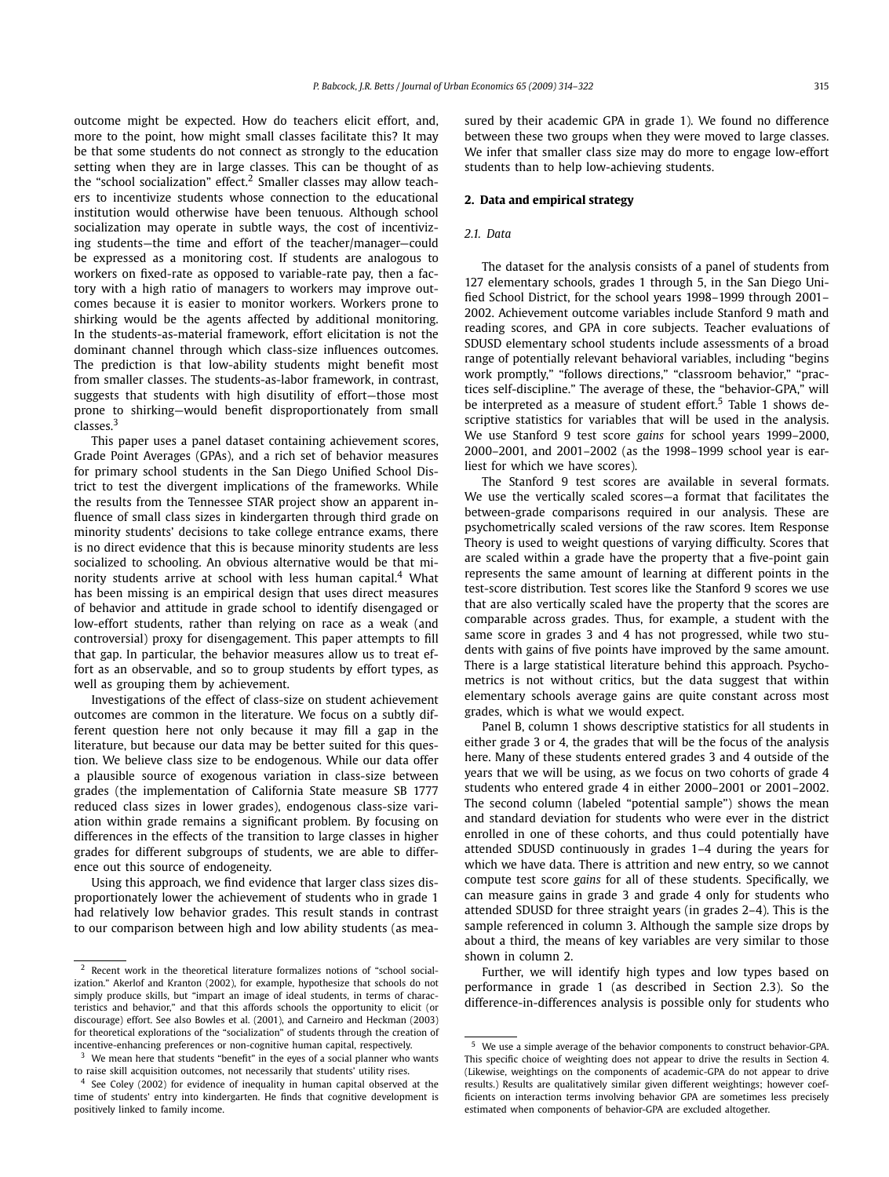outcome might be expected. How do teachers elicit effort, and, more to the point, how might small classes facilitate this? It may be that some students do not connect as strongly to the education setting when they are in large classes. This can be thought of as the "school socialization" effect.[2] Smaller classes may allow teachers to incentivize students whose connection to the educational institution would otherwise have been tenuous. Although school socialization may operate in subtle ways, the cost of incentivizing students—the time and effort of the teacher/manager—could be expressed as a monitoring cost. If students are analogous to workers on fixed-rate as opposed to variable-rate pay, then a factory with a high ratio of managers to workers may improve outcomes because it is easier to monitor workers. Workers prone to shirking would be the agents affected by additional monitoring. In the students-as-material framework, effort elicitation is not the dominant channel through which class-size influences outcomes. The prediction is that low-ability students might benefit most from smaller classes. The students-as-labor framework, in contrast, suggests that students with high disutility of effort—those most prone to shirking—would benefit disproportionately from small classes.[3]

This paper uses a panel dataset containing achievement scores, Grade Point Averages (GPAs), and a rich set of behavior measures for primary school students in the San Diego Unified School District to test the divergent implications of the frameworks. While the results from the Tennessee STAR project show an apparent influence of small class sizes in kindergarten through third grade on minority students' decisions to take college entrance exams, there is no direct evidence that this is because minority students are less socialized to schooling. An obvious alternative would be that minority students arrive at school with less human capital.[4] What has been missing is an empirical design that uses direct measures of behavior and attitude in grade school to identify disengaged or low-effort students, rather than relying on race as a weak (and controversial) proxy for disengagement. This paper attempts to fill that gap. In particular, the behavior measures allow us to treat effort as an observable, and so to group students by effort types, as well as grouping them by achievement.

Investigations of the effect of class-size on student achievement outcomes are common in the literature. We focus on a subtly different question here not only because it may fill a gap in the literature, but because our data may be better suited for this question. We believe class size to be endogenous. While our data offer a plausible source of exogenous variation in class-size between grades (the implementation of California State measure SB 1777 reduced class sizes in lower grades), endogenous class-size variation within grade remains a significant problem. By focusing on differences in the effects of the transition to large classes in higher grades for different subgroups of students, we are able to difference out this source of endogeneity.

Using this approach, we find evidence that larger class sizes disproportionately lower the achievement of students who in grade 1 had relatively low behavior grades. This result stands in contrast to our comparison between high and low ability students (as measured by their academic GPA in grade 1). We found no difference between these two groups when they were moved to large classes. We infer that smaller class size may do more to engage low-effort students than to help low-achieving students.

## 2. Data and empirical strategy

### 2.1. Data

The dataset for the analysis consists of a panel of students from 127 elementary schools, grades 1 through 5, in the San Diego Unified School District, for the school years 1998–1999 through 2001–2002. Achievement outcome variables include Stanford 9 math and reading scores, and GPA in core subjects. Teacher evaluations of SDUSD elementary school students include assessments of a broad range of potentially relevant behavioral variables, including "begins work promptly," "follows directions," "classroom behavior," "practices self-discipline." The average of these, the "behavior-GPA," will be interpreted as a measure of student effort.[5] Table 1 shows descriptive statistics for variables that will be used in the analysis. We use Stanford 9 test score *gains* for school years 1999–2000, 2000–2001, and 2001–2002 (as the 1998–1999 school year is earliest for which we have scores).

The Stanford 9 test scores are available in several formats. We use the vertically scaled scores—a format that facilitates the between-grade comparisons required in our analysis. These are psychometrically scaled versions of the raw scores. Item Response Theory is used to weight questions of varying difficulty. Scores that are scaled within a grade have the property that a five-point gain represents the same amount of learning at different points in the test-score distribution. Test scores like the Stanford 9 scores we use that are also vertically scaled have the property that the scores are comparable across grades. Thus, for example, a student with the same score in grades 3 and 4 has not progressed, while two students with gains of five points have improved by the same amount. There is a large statistical literature behind this approach. Psychometrics is not without critics, but the data suggest that within elementary schools average gains are quite constant across most grades, which is what we would expect.

Panel B, column 1 shows descriptive statistics for all students in either grade 3 or 4, the grades that will be the focus of the analysis here. Many of these students entered grades 3 and 4 outside of the years that we will be using, as we focus on two cohorts of grade 4 students who entered grade 4 in either 2000–2001 or 2001–2002. The second column (labeled "potential sample") shows the mean and standard deviation for students who were ever in the district enrolled in one of these cohorts, and thus could potentially have attended SDUSD continuously in grades 1–4 during the years for which we have data. There is attrition and new entry, so we cannot compute test score *gains* for all of these students. Specifically, we can measure gains in grade 3 and grade 4 only for students who attended SDUSD for three straight years (in grades 2–4). This is the sample referenced in column 3. Although the sample size drops by about a third, the means of key variables are very similar to those shown in column 2.

Further, we will identify high types and low types based on performance in grade 1 (as described in Section 2.3). So the difference-in-differences analysis is possible only for students who

---

[2] Recent work in the theoretical literature formalizes notions of "school socialization." Akerlof and Kranton (2002), for example, hypothesize that schools do not simply produce skills, but "impart an image of ideal students, in terms of characteristics and behavior," and that this affords schools the opportunity to elicit (or discourage) effort. See also Bowles et al. (2001), and Carneiro and Heckman (2003) for theoretical explorations of the "socialization" of students through the creation of incentive-enhancing preferences or non-cognitive human capital, respectively.

[3] We mean here that students "benefit" in the eyes of a social planner who wants to raise skill acquisition outcomes, not necessarily that students' utility rises.

[4] See Coley (2002) for evidence of inequality in human capital observed at the time of students' entry into kindergarten. He finds that cognitive development is positively linked to family income.

[5] We use a simple average of the behavior components to construct behavior-GPA. This specific choice of weighting does not appear to drive the results in Section 4. (Likewise, weightings on the components of academic-GPA do not appear to drive results.) Results are qualitatively similar given different weightings; however coefficients on interaction terms involving behavior GPA are sometimes less precisely estimated when components of behavior-GPA are excluded altogether.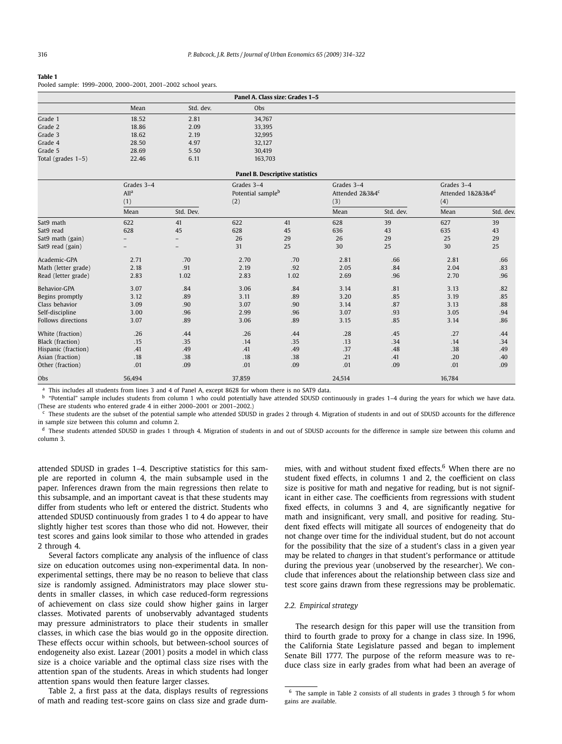**Table 1**

Pooled sample: 1999–2000, 2000–2001, 2001–2002 school years.

**Panel A. Class size: Grades 1–5**

| | Mean | Std. dev. | Obs |
|---|---|---|---|
| Grade 1 | 18.52 | 2.81 | 34,767 |
| Grade 2 | 18.86 | 2.09 | 33,395 |
| Grade 3 | 18.62 | 2.19 | 32,995 |
| Grade 4 | 28.50 | 4.97 | 32,127 |
| Grade 5 | 28.69 | 5.50 | 30,419 |
| Total (grades 1–5) | 22.46 | 6.11 | 163,703 |

**Panel B. Descriptive statistics**

| | Grades 3–4 All[a] (1) | | Grades 3–4 Potential sample[b] (2) | | Grades 3–4 Attended 2&3&4[c] (3) | | Grades 3–4 Attended 1&2&3&4[d] (4) | |
|---|---|---|---|---|---|---|---|---|
| | Mean | Std. Dev. | | | Mean | Std. dev. | Mean | Std. dev. |
| Sat9 math | 622 | 41 | 622 | 41 | 628 | 39 | 627 | 39 |
| Sat9 read | 628 | 45 | 628 | 45 | 636 | 43 | 635 | 43 |
| Sat9 math (gain) | – | – | 26 | 29 | 26 | 29 | 25 | 29 |
| Sat9 read (gain) | – | – | 31 | 25 | 30 | 25 | 30 | 25 |
| Academic-GPA | 2.71 | .70 | 2.70 | .70 | 2.81 | .66 | 2.81 | .66 |
| Math (letter grade) | 2.18 | .91 | 2.19 | .92 | 2.05 | .84 | 2.04 | .83 |
| Read (letter grade) | 2.83 | 1.02 | 2.83 | 1.02 | 2.69 | .96 | 2.70 | .96 |
| Behavior-GPA | 3.07 | .84 | 3.06 | .84 | 3.14 | .81 | 3.13 | .82 |
| Begins promptly | 3.12 | .89 | 3.11 | .89 | 3.20 | .85 | 3.19 | .85 |
| Class behavior | 3.09 | .90 | 3.07 | .90 | 3.14 | .87 | 3.13 | .88 |
| Self-discipline | 3.00 | .96 | 2.99 | .96 | 3.07 | .93 | 3.05 | .94 |
| Follows directions | 3.07 | .89 | 3.06 | .89 | 3.15 | .85 | 3.14 | .86 |
| White (fraction) | .26 | .44 | .26 | .44 | .28 | .45 | .27 | .44 |
| Black (fraction) | .15 | .35 | .14 | .35 | .13 | .34 | .14 | .34 |
| Hispanic (fraction) | .41 | .49 | .41 | .49 | .37 | .48 | .38 | .49 |
| Asian (fraction) | .18 | .38 | .18 | .38 | .21 | .41 | .20 | .40 |
| Other (fraction) | .01 | .09 | .01 | .09 | .01 | .09 | .01 | .09 |
| Obs | 56,494 | | 37,859 | | 24,514 | | 16,784 | |

[a] This includes all students from lines 3 and 4 of Panel A, except 8628 for whom there is no SAT9 data.

[b] "Potential" sample includes students from column 1 who could potentially have attended SDUSD continuously in grades 1–4 during the years for which we have data. (These are students who entered grade 4 in either 2000–2001 or 2001–2002.)

[c] These students are the subset of the potential sample who attended SDUSD in grades 2 through 4. Migration of students in and out of SDUSD accounts for the difference in sample size between this column and column 2.

[d] These students attended SDUSD in grades 1 through 4. Migration of students in and out of SDUSD accounts for the difference in sample size between this column and column 3.

attended SDUSD in grades 1–4. Descriptive statistics for this sample are reported in column 4, the main subsample used in the paper. Inferences drawn from the main regressions then relate to this subsample, and an important caveat is that these students may differ from students who left or entered the district. Students who attended SDUSD continuously from grades 1 to 4 do appear to have slightly higher test scores than those who did not. However, their test scores and gains look similar to those who attended in grades 2 through 4.

Several factors complicate any analysis of the influence of class size on education outcomes using non-experimental data. In non-experimental settings, there may be no reason to believe that class size is randomly assigned. Administrators may place slower students in smaller classes, in which case reduced-form regressions of achievement on class size could show higher gains in larger classes. Motivated parents of unobservably advantaged students may pressure administrators to place their students in smaller classes, in which case the bias would go in the opposite direction. These effects occur within schools, but between-school sources of endogeneity also exist. Lazear (2001) posits a model in which class size is a choice variable and the optimal class size rises with the attention span of the students. Areas in which students had longer attention spans would then feature larger classes.

Table 2, a first pass at the data, displays results of regressions of math and reading test-score gains on class size and grade dummies, with and without student fixed effects.[6] When there are no student fixed effects, in columns 1 and 2, the coefficient on class size is positive for math and negative for reading, but is not significant in either case. The coefficients from regressions with student fixed effects, in columns 3 and 4, are significantly negative for math and insignificant, very small, and positive for reading. Student fixed effects will mitigate all sources of endogeneity that do not change over time for the individual student, but do not account for the possibility that the size of a student's class in a given year may be related to *changes* in that student's performance or attitude during the previous year (unobserved by the researcher). We conclude that inferences about the relationship between class size and test score gains drawn from these regressions may be problematic.

### 2.2. Empirical strategy

The research design for this paper will use the transition from third to fourth grade to proxy for a change in class size. In 1996, the California State Legislature passed and began to implement Senate Bill 1777. The purpose of the reform measure was to reduce class size in early grades from what had been an average of

[6] The sample in Table 2 consists of all students in grades 3 through 5 for whom gains are available.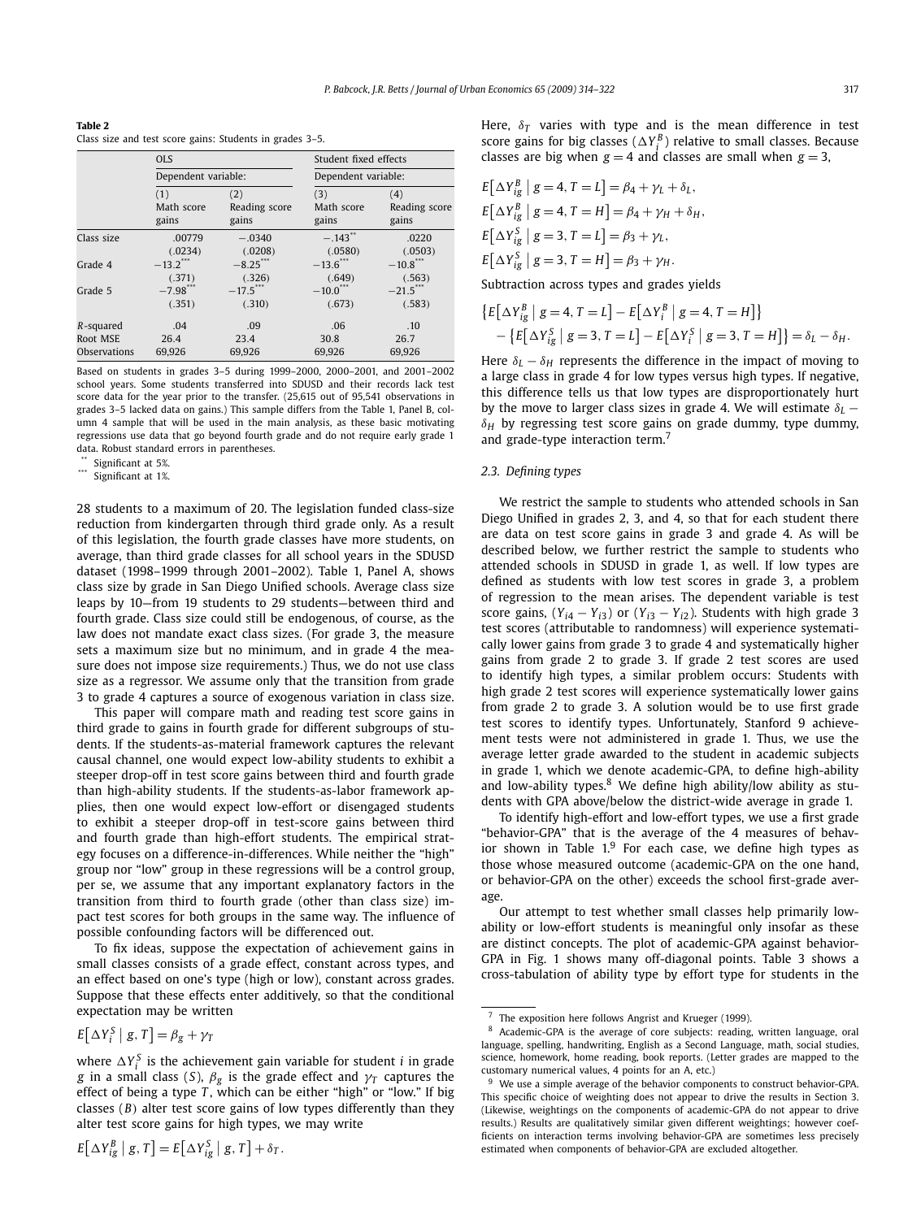**Table 2**
Class size and test score gains: Students in grades 3–5.

| | OLS | | Student fixed effects | |
|---|---|---|---|---|
| | Dependent variable: | | Dependent variable: | |
| | (1) Math score gains | (2) Reading score gains | (3) Math score gains | (4) Reading score gains |
| Class size | .00779 | −.0340 | −.143** | .0220 |
| | (.0234) | (.0208) | (.0580) | (.0503) |
| Grade 4 | −13.2*** | −8.25*** | −13.6*** | −10.8*** |
| | (.371) | (.326) | (.649) | (.563) |
| Grade 5 | −7.98*** | −17.5*** | −10.0*** | −21.5*** |
| | (.351) | (.310) | (.673) | (.583) |
| R-squared | .04 | .09 | .06 | .10 |
| Root MSE | 26.4 | 23.4 | 30.8 | 26.7 |
| Observations | 69,926 | 69,926 | 69,926 | 69,926 |

Based on students in grades 3–5 during 1999–2000, 2000–2001, and 2001–2002 school years. Some students transferred into SDUSD and their records lack test score data for the year prior to the transfer. (25,615 out of 95,541 observations in grades 3–5 lacked data on gains.) This sample differs from the Table 1, Panel B, column 4 sample that will be used in the main analysis, as these basic motivating regressions use data that go beyond fourth grade and do not require early grade 1 data. Robust standard errors in parentheses.

** Significant at 5%.

*** Significant at 1%.

28 students to a maximum of 20. The legislation funded class-size reduction from kindergarten through third grade only. As a result of this legislation, the fourth grade classes have more students, on average, than third grade classes for all school years in the SDUSD dataset (1998–1999 through 2001–2002). Table 1, Panel A, shows class size by grade in San Diego Unified schools. Average class size leaps by 10—from 19 students to 29 students—between third and fourth grade. Class size could still be endogenous, of course, as the law does not mandate exact class sizes. (For grade 3, the measure sets a maximum size but no minimum, and in grade 4 the measure does not impose size requirements.) Thus, we do not use class size as a regressor. We assume only that the transition from grade 3 to grade 4 captures a source of exogenous variation in class size.

This paper will compare math and reading test score gains in third grade to gains in fourth grade for different subgroups of students. If the students-as-material framework captures the relevant causal channel, one would expect low-ability students to exhibit a steeper drop-off in test score gains between third and fourth grade than high-ability students. If the students-as-labor framework applies, then one would expect low-effort or disengaged students to exhibit a steeper drop-off in test-score gains between third and fourth grade than high-effort students. The empirical strategy focuses on a difference-in-differences. While neither the "high" group nor "low" group in these regressions will be a control group, per se, we assume that any important explanatory factors in the transition from third to fourth grade (other than class size) impact test scores for both groups in the same way. The influence of possible confounding factors will be differenced out.

To fix ideas, suppose the expectation of achievement gains in small classes consists of a grade effect, constant across types, and an effect based on one's type (high or low), constant across grades. Suppose that these effects enter additively, so that the conditional expectation may be written

$$E\left[\Delta Y_i^S \mid g, T\right] = \beta_g + \gamma_T$$

where $\Delta Y_i^S$ is the achievement gain variable for student $i$ in grade $g$ in a small class ($S$), $\beta_g$ is the grade effect and $\gamma_T$ captures the effect of being a type $T$, which can be either "high" or "low." If big classes ($B$) alter test score gains of low types differently than they alter test score gains for high types, we may write

$$E\left[\Delta Y_{ig}^B \mid g, T\right] = E\left[\Delta Y_{ig}^S \mid g, T\right] + \delta_T.$$

Here, $\delta_T$ varies with type and is the mean difference in test score gains for big classes ($\Delta Y_i^B$) relative to small classes. Because classes are big when $g = 4$ and classes are small when $g = 3$,

$$E\left[\Delta Y_{ig}^B \mid g = 4, T = L\right] = \beta_4 + \gamma_L + \delta_L,$$
$$E\left[\Delta Y_{ig}^B \mid g = 4, T = H\right] = \beta_4 + \gamma_H + \delta_H,$$
$$E\left[\Delta Y_{ig}^S \mid g = 3, T = L\right] = \beta_3 + \gamma_L,$$
$$E\left[\Delta Y_{ig}^S \mid g = 3, T = H\right] = \beta_3 + \gamma_H.$$

Subtraction across types and grades yields

$$\left\{E\left[\Delta Y_{ig}^B \mid g = 4, T = L\right] - E\left[\Delta Y_i^B \mid g = 4, T = H\right]\right\} - \left\{E\left[\Delta Y_{ig}^S \mid g = 3, T = L\right] - E\left[\Delta Y_i^S \mid g = 3, T = H\right]\right\} = \delta_L - \delta_H.$$

Here $\delta_L - \delta_H$ represents the difference in the impact of moving to a large class in grade 4 for low types versus high types. If negative, this difference tells us that low types are disproportionately hurt by the move to larger class sizes in grade 4. We will estimate $\delta_L - \delta_H$ by regressing test score gains on grade dummy, type dummy, and grade-type interaction term.[7]

### 2.3. Defining types

We restrict the sample to students who attended schools in San Diego Unified in grades 2, 3, and 4, so that for each student there are data on test score gains in grade 3 and grade 4. As will be described below, we further restrict the sample to students who attended schools in SDUSD in grade 1, as well. If low types are defined as students with low test scores in grade 3, a problem of regression to the mean arises. The dependent variable is test score gains, $(Y_{i4} - Y_{i3})$ or $(Y_{i3} - Y_{i2})$. Students with high grade 3 test scores (attributable to randomness) will experience systematically lower gains from grade 3 to grade 4 and systematically higher gains from grade 2 to grade 3. If grade 2 test scores are used to identify high types, a similar problem occurs: Students with high grade 2 test scores will experience systematically lower gains from grade 2 to grade 3. A solution would be to use first grade test scores to identify types. Unfortunately, Stanford 9 achievement tests were not administered in grade 1. Thus, we use the average letter grade awarded to the student in academic subjects in grade 1, which we denote academic-GPA, to define high-ability and low-ability types.[8] We define high ability/low ability as students with GPA above/below the district-wide average in grade 1.

To identify high-effort and low-effort types, we use a first grade "behavior-GPA" that is the average of the 4 measures of behavior shown in Table 1.[9] For each case, we define high types as those whose measured outcome (academic-GPA on the one hand, or behavior-GPA on the other) exceeds the school first-grade average.

Our attempt to test whether small classes help primarily low-ability or low-effort students is meaningful only insofar as these are distinct concepts. The plot of academic-GPA against behavior-GPA in Fig. 1 shows many off-diagonal points. Table 3 shows a cross-tabulation of ability type by effort type for students in the

---

[7] The exposition here follows Angrist and Krueger (1999).

[8] Academic-GPA is the average of core subjects: reading, written language, oral language, spelling, handwriting, English as a Second Language, math, social studies, science, homework, home reading, book reports. (Letter grades are mapped to the customary numerical values, 4 points for an A, etc.)

[9] We use a simple average of the behavior components to construct behavior-GPA. This specific choice of weighting does not appear to drive the results in Section 3. (Likewise, weightings on the components of academic-GPA do not appear to drive results.) Results are qualitatively similar given different weightings; however coefficients on interaction terms involving behavior-GPA are sometimes less precisely estimated when components of behavior-GPA are excluded altogether.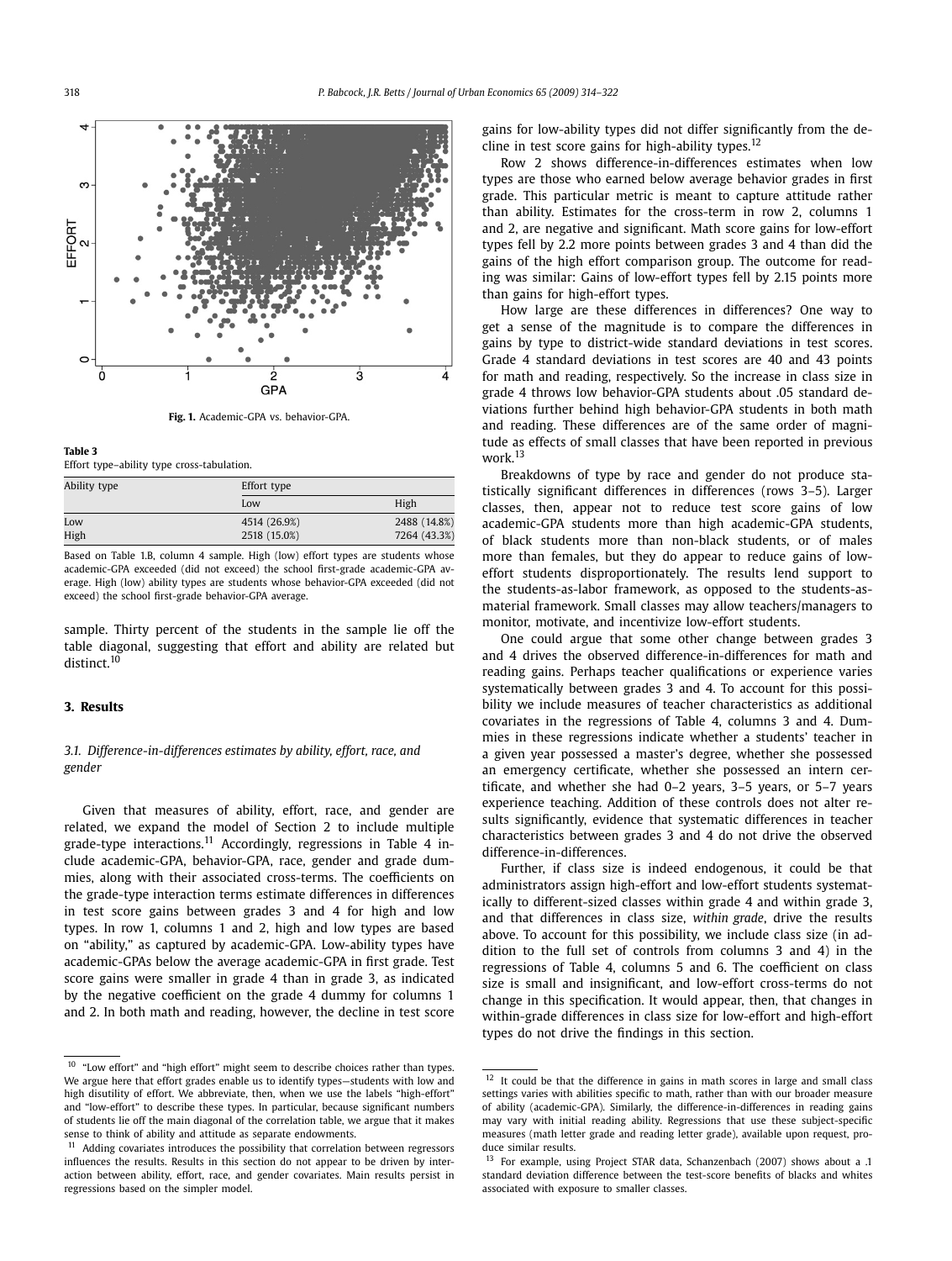Fig. 1. Academic-GPA vs. behavior-GPA.

**Table 3**
Effort type–ability type cross-tabulation.

| Ability type | Effort type | |
|---|---|---|
| | Low | High |
| Low | 4514 (26.9%) | 2488 (14.8%) |
| High | 2518 (15.0%) | 7264 (43.3%) |

Based on Table 1.B, column 4 sample. High (low) effort types are students whose academic-GPA exceeded (did not exceed) the school first-grade academic-GPA average. High (low) ability types are students whose behavior-GPA exceeded (did not exceed) the school first-grade behavior-GPA average.

sample. Thirty percent of the students in the sample lie off the table diagonal, suggesting that effort and ability are related but distinct.[10]

## 3. Results

### 3.1. Difference-in-differences estimates by ability, effort, race, and gender

Given that measures of ability, effort, race, and gender are related, we expand the model of Section 2 to include multiple grade-type interactions.[11] Accordingly, regressions in Table 4 include academic-GPA, behavior-GPA, race, gender and grade dummies, along with their associated cross-terms. The coefficients on the grade-type interaction terms estimate differences in differences in test score gains between grades 3 and 4 for high and low types. In row 1, columns 1 and 2, high and low types are based on "ability," as captured by academic-GPA. Low-ability types have academic-GPAs below the average academic-GPA in first grade. Test score gains were smaller in grade 4 than in grade 3, as indicated by the negative coefficient on the grade 4 dummy for columns 1 and 2. In both math and reading, however, the decline in test score gains for low-ability types did not differ significantly from the decline in test score gains for high-ability types.[12]

Row 2 shows difference-in-differences estimates when low types are those who earned below average behavior grades in first grade. This particular metric is meant to capture attitude rather than ability. Estimates for the cross-term in row 2, columns 1 and 2, are negative and significant. Math score gains for low-effort types fell by 2.2 more points between grades 3 and 4 than did the gains of the high effort comparison group. The outcome for reading was similar: Gains of low-effort types fell by 2.15 points more than gains for high-effort types.

How large are these differences in differences? One way to get a sense of the magnitude is to compare the differences in gains by type to district-wide standard deviations in test scores. Grade 4 standard deviations in test scores are 40 and 43 points for math and reading, respectively. So the increase in class size in grade 4 throws low behavior-GPA students about .05 standard deviations further behind high behavior-GPA students in both math and reading. These differences are of the same order of magnitude as effects of small classes that have been reported in previous work.[13]

Breakdowns of type by race and gender do not produce statistically significant differences in differences (rows 3–5). Larger classes, then, appear not to reduce test score gains of low academic-GPA students more than high academic-GPA students, of black students more than non-black students, or of males more than females, but they do appear to reduce gains of low-effort students disproportionately. The results lend support to the students-as-labor framework, as opposed to the students-as-material framework. Small classes may allow teachers/managers to monitor, motivate, and incentivize low-effort students.

One could argue that some other change between grades 3 and 4 drives the observed difference-in-differences for math and reading gains. Perhaps teacher qualifications or experience varies systematically between grades 3 and 4. To account for this possibility we include measures of teacher characteristics as additional covariates in the regressions of Table 4, columns 3 and 4. Dummies in these regressions indicate whether a students' teacher in a given year possessed a master's degree, whether she possessed an emergency certificate, whether she possessed an intern certificate, and whether she had 0–2 years, 3–5 years, or 5–7 years experience teaching. Addition of these controls does not alter results significantly, evidence that systematic differences in teacher characteristics between grades 3 and 4 do not drive the observed difference-in-differences.

Further, if class size is indeed endogenous, it could be that administrators assign high-effort and low-effort students systematically to different-sized classes within grade 4 and within grade 3, and that differences in class size, *within grade*, drive the results above. To account for this possibility, we include class size (in addition to the full set of controls from columns 3 and 4) in the regressions of Table 4, columns 5 and 6. The coefficient on class size is small and insignificant, and low-effort cross-terms do not change in this specification. It would appear, then, that changes in within-grade differences in class size for low-effort and high-effort types do not drive the findings in this section.

---

[10] "Low effort" and "high effort" might seem to describe choices rather than types. We argue here that effort grades enable us to identify types—students with low and high disutility of effort. We abbreviate, then, when we use the labels "high-effort" and "low-effort" to describe these types. In particular, because significant numbers of students lie off the main diagonal of the correlation table, we argue that it makes sense to think of ability and attitude as separate endowments.

[11] Adding covariates introduces the possibility that correlation between regressors influences the results. Results in this section do not appear to be driven by interaction between ability, effort, race, and gender covariates. Main results persist in regressions based on the simpler model.

[12] It could be that the difference in gains in math scores in large and small class settings varies with abilities specific to math, rather than with our broader measure of ability (academic-GPA). Similarly, the difference-in-differences in reading gains may vary with initial reading ability. Regressions that use these subject-specific measures (math letter grade and reading letter grade), available upon request, produce similar results.

[13] For example, using Project STAR data, Schanzenbach (2007) shows about a .1 standard deviation difference between the test-score benefits of blacks and whites associated with exposure to smaller classes.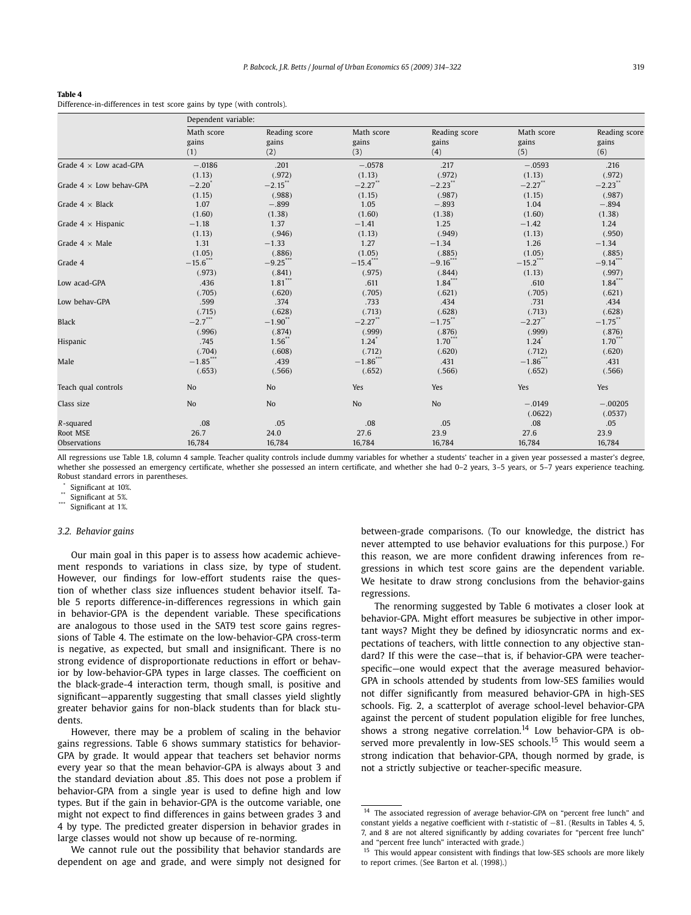**Table 4**
Difference-in-differences in test score gains by type (with controls).

| | Dependent variable: | | | | | |
|---|---|---|---|---|---|---|
| | Math score gains (1) | Reading score gains (2) | Math score gains (3) | Reading score gains (4) | Math score gains (5) | Reading score gains (6) |
| Grade 4 × Low acad-GPA | −.0186 | .201 | −.0578 | .217 | −.0593 | .216 |
| | (1.13) | (.972) | (1.13) | (.972) | (1.13) | (.972) |
| Grade 4 × Low behav-GPA | −2.20* | −2.15** | −2.27** | −2.23** | −2.27** | −2.23** |
| | (1.15) | (.988) | (1.15) | (.987) | (1.15) | (.987) |
| Grade 4 × Black | 1.07 | −.899 | 1.05 | −.893 | 1.04 | −.894 |
| | (1.60) | (1.38) | (1.60) | (1.38) | (1.60) | (1.38) |
| Grade 4 × Hispanic | −1.18 | 1.37 | −1.41 | 1.25 | −1.42 | 1.24 |
| | (1.13) | (.946) | (1.13) | (.949) | (1.13) | (.950) |
| Grade 4 × Male | 1.31 | −1.33 | 1.27 | −1.34 | 1.26 | −1.34 |
| | (1.05) | (.886) | (1.05) | (.885) | (1.05) | (.885) |
| Grade 4 | −15.6*** | −9.25*** | −15.4*** | −9.16*** | −15.2*** | −9.14*** |
| | (.973) | (.841) | (.975) | (.844) | (1.13) | (.997) |
| Low acad-GPA | .436 | 1.81*** | .611 | 1.84*** | .610 | 1.84*** |
| | (.705) | (.620) | (.705) | (.621) | (.705) | (.621) |
| Low behav-GPA | .599 | .374 | .733 | .434 | .731 | .434 |
| | (.715) | (.628) | (.713) | (.628) | (.713) | (.628) |
| Black | −2.7*** | −1.90** | −2.27** | −1.75** | −2.27** | −1.75** |
| | (.996) | (.874) | (.999) | (.876) | (.999) | (.876) |
| Hispanic | .745 | 1.56** | 1.24* | 1.70*** | 1.24* | 1.70*** |
| | (.704) | (.608) | (.712) | (.620) | (.712) | (.620) |
| Male | −1.85*** | .439 | −1.86*** | .431 | −1.86*** | .431 |
| | (.653) | (.566) | (.652) | (.566) | (.652) | (.566) |
| Teach qual controls | No | No | Yes | Yes | Yes | Yes |
| Class size | No | No | No | No | −.0149 | −.00205 |
| | | | | | (.0622) | (.0537) |
| $R$-squared | .08 | .05 | .08 | .05 | .08 | .05 |
| Root MSE | 26.7 | 24.0 | 27.6 | 23.9 | 27.6 | 23.9 |
| Observations | 16,784 | 16,784 | 16,784 | 16,784 | 16,784 | 16,784 |

All regressions use Table 1.B, column 4 sample. Teacher quality controls include dummy variables for whether a students' teacher in a given year possessed a master's degree, whether she possessed an emergency certificate, whether she possessed an intern certificate, and whether she had 0–2 years, 3–5 years, or 5–7 years experience teaching. Robust standard errors in parentheses.

\* Significant at 10%.
\*\* Significant at 5%.
\*\*\* Significant at 1%.

### 3.2. Behavior gains

Our main goal in this paper is to assess how academic achievement responds to variations in class size, by type of student. However, our findings for low-effort students raise the question of whether class size influences student behavior itself. Table 5 reports difference-in-differences regressions in which gain in behavior-GPA is the dependent variable. These specifications are analogous to those used in the SAT9 test score gains regressions of Table 4. The estimate on the low-behavior-GPA cross-term is negative, as expected, but small and insignificant. There is no strong evidence of disproportionate reductions in effort or behavior by low-behavior-GPA types in large classes. The coefficient on the black-grade-4 interaction term, though small, is positive and significant—apparently suggesting that small classes yield slightly greater behavior gains for non-black students than for black students.

However, there may be a problem of scaling in the behavior gains regressions. Table 6 shows summary statistics for behavior-GPA by grade. It would appear that teachers set behavior norms every year so that the mean behavior-GPA is always about 3 and the standard deviation about .85. This does not pose a problem if behavior-GPA from a single year is used to define high and low types. But if the gain in behavior-GPA is the outcome variable, one might not expect to find differences in gains between grades 3 and 4 by type. The predicted greater dispersion in behavior grades in large classes would not show up because of re-norming.

We cannot rule out the possibility that behavior standards are dependent on age and grade, and were simply not designed for between-grade comparisons. (To our knowledge, the district has never attempted to use behavior evaluations for this purpose.) For this reason, we are more confident drawing inferences from regressions in which test score gains are the dependent variable. We hesitate to draw strong conclusions from the behavior-gains regressions.

The renorming suggested by Table 6 motivates a closer look at behavior-GPA. Might effort measures be subjective in other important ways? Might they be defined by idiosyncratic norms and expectations of teachers, with little connection to any objective standard? If this were the case—that is, if behavior-GPA were teacher-specific—one would expect that the average measured behavior-GPA in schools attended by students from low-SES families would not differ significantly from measured behavior-GPA in high-SES schools. Fig. 2, a scatterplot of average school-level behavior-GPA against the percent of student population eligible for free lunches, shows a strong negative correlation.[14] Low behavior-GPA is observed more prevalently in low-SES schools.[15] This would seem a strong indication that behavior-GPA, though normed by grade, is not a strictly subjective or teacher-specific measure.

[14] The associated regression of average behavior-GPA on "percent free lunch" and constant yields a negative coefficient with $t$-statistic of −81. (Results in Tables 4, 5, 7, and 8 are not altered significantly by adding covariates for "percent free lunch" and "percent free lunch" interacted with grade.)

[15] This would appear consistent with findings that low-SES schools are more likely to report crimes. (See Barton et al. (1998).)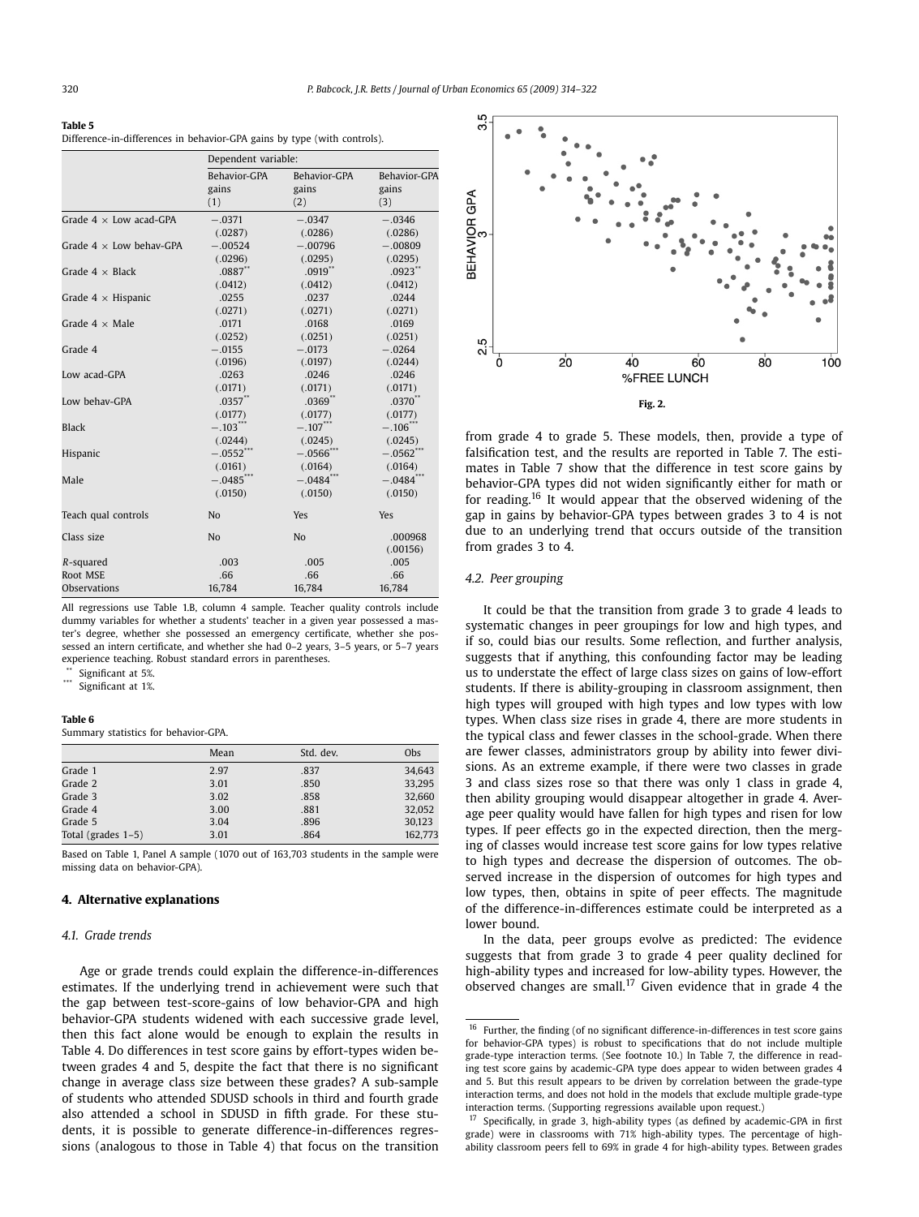**Table 5**
Difference-in-differences in behavior-GPA gains by type (with controls).

| | Dependent variable: | | |
|---|---|---|---|
| | Behavior-GPA gains (1) | Behavior-GPA gains (2) | Behavior-GPA gains (3) |
| Grade 4 × Low acad-GPA | −.0371 | −.0347 | −.0346 |
| | (.0287) | (.0286) | (.0286) |
| Grade 4 × Low behav-GPA | −.00524 | −.00796 | −.00809 |
| | (.0296) | (.0295) | (.0295) |
| Grade 4 × Black | .0887** | .0919** | .0923** |
| | (.0412) | (.0412) | (.0412) |
| Grade 4 × Hispanic | .0255 | .0237 | .0244 |
| | (.0271) | (.0271) | (.0271) |
| Grade 4 × Male | .0171 | .0168 | .0169 |
| | (.0252) | (.0251) | (.0251) |
| Grade 4 | −.0155 | −.0173 | −.0264 |
| | (.0196) | (.0197) | (.0244) |
| Low acad-GPA | .0263 | .0246 | .0246 |
| | (.0171) | (.0171) | (.0171) |
| Low behav-GPA | .0357** | .0369** | .0370** |
| | (.0177) | (.0177) | (.0177) |
| Black | −.103*** | −.107*** | −.106*** |
| | (.0244) | (.0245) | (.0245) |
| Hispanic | −.0552*** | −.0566*** | −.0562*** |
| | (.0161) | (.0164) | (.0164) |
| Male | −.0485*** | −.0484*** | −.0484*** |
| | (.0150) | (.0150) | (.0150) |
| Teach qual controls | No | Yes | Yes |
| Class size | No | No | .000968 |
| | | | (.00156) |
| $R$-squared | .003 | .005 | .005 |
| Root MSE | .66 | .66 | .66 |
| Observations | 16,784 | 16,784 | 16,784 |

All regressions use Table 1.B, column 4 sample. Teacher quality controls include dummy variables for whether a students' teacher in a given year possessed a master's degree, whether she possessed an emergency certificate, whether she possessed an intern certificate, and whether she had 0–2 years, 3–5 years, or 5–7 years experience teaching. Robust standard errors in parentheses.

** Significant at 5%.
*** Significant at 1%.

**Table 6**
Summary statistics for behavior-GPA.

| | Mean | Std. dev. | Obs |
|---|---|---|---|
| Grade 1 | 2.97 | .837 | 34,643 |
| Grade 2 | 3.01 | .850 | 33,295 |
| Grade 3 | 3.02 | .858 | 32,660 |
| Grade 4 | 3.00 | .881 | 32,052 |
| Grade 5 | 3.04 | .896 | 30,123 |
| Total (grades 1–5) | 3.01 | .864 | 162,773 |

Based on Table 1, Panel A sample (1070 out of 163,703 students in the sample were missing data on behavior-GPA).

## 4. Alternative explanations

### 4.1. Grade trends

Age or grade trends could explain the difference-in-differences estimates. If the underlying trend in achievement were such that the gap between test-score-gains of low behavior-GPA and high behavior-GPA students widened with each successive grade level, then this fact alone would be enough to explain the results in Table 4. Do differences in test score gains by effort-types widen between grades 4 and 5, despite the fact that there is no significant change in average class size between these grades? A sub-sample of students who attended SDUSD schools in third and fourth grade also attended a school in SDUSD in fifth grade. For these students, it is possible to generate difference-in-differences regressions (analogous to those in Table 4) that focus on the transition from grade 4 to grade 5. These models, then, provide a type of falsification test, and the results are reported in Table 7. The estimates in Table 7 show that the difference in test score gains by behavior-GPA types did not widen significantly either for math or for reading.[16] It would appear that the observed widening of the gap in gains by behavior-GPA types between grades 3 to 4 is not due to an underlying trend that occurs outside of the transition from grades 3 to 4.

**Fig. 2.**

### 4.2. Peer grouping

It could be that the transition from grade 3 to grade 4 leads to systematic changes in peer groupings for low and high types, and if so, could bias our results. Some reflection, and further analysis, suggests that if anything, this confounding factor may be leading us to understate the effect of large class sizes on gains of low-effort students. If there is ability-grouping in classroom assignment, then high types will grouped with high types and low types with low types. When class size rises in grade 4, there are more students in the typical class and fewer classes in the school-grade. When there are fewer classes, administrators group by ability into fewer divisions. As an extreme example, if there were two classes in grade 3 and class sizes rose so that there was only 1 class in grade 4, then ability grouping would disappear altogether in grade 4. Average peer quality would have fallen for high types and risen for low types. If peer effects go in the expected direction, then the merging of classes would increase test score gains for low types relative to high types and decrease the dispersion of outcomes. The observed increase in the dispersion of outcomes for high types and low types, then, obtains in spite of peer effects. The magnitude of the difference-in-differences estimate could be interpreted as a lower bound.

In the data, peer groups evolve as predicted: The evidence suggests that from grade 3 to grade 4 peer quality declined for high-ability types and increased for low-ability types. However, the observed changes are small.[17] Given evidence that in grade 4 the

[16] Further, the finding (of no significant difference-in-differences in test score gains for behavior-GPA types) is robust to specifications that do not include multiple grade-type interaction terms. (See footnote 10.) In Table 7, the difference in reading test score gains by academic-GPA type does appear to widen between grades 4 and 5. But this result appears to be driven by correlation between the grade-type interaction terms, and does not hold in the models that exclude multiple grade-type interaction terms. (Supporting regressions available upon request.)

[17] Specifically, in grade 3, high-ability types (as defined by academic-GPA in first grade) were in classrooms with 71% high-ability types. The percentage of high-ability classroom peers fell to 69% in grade 4 for high-ability types. Between grades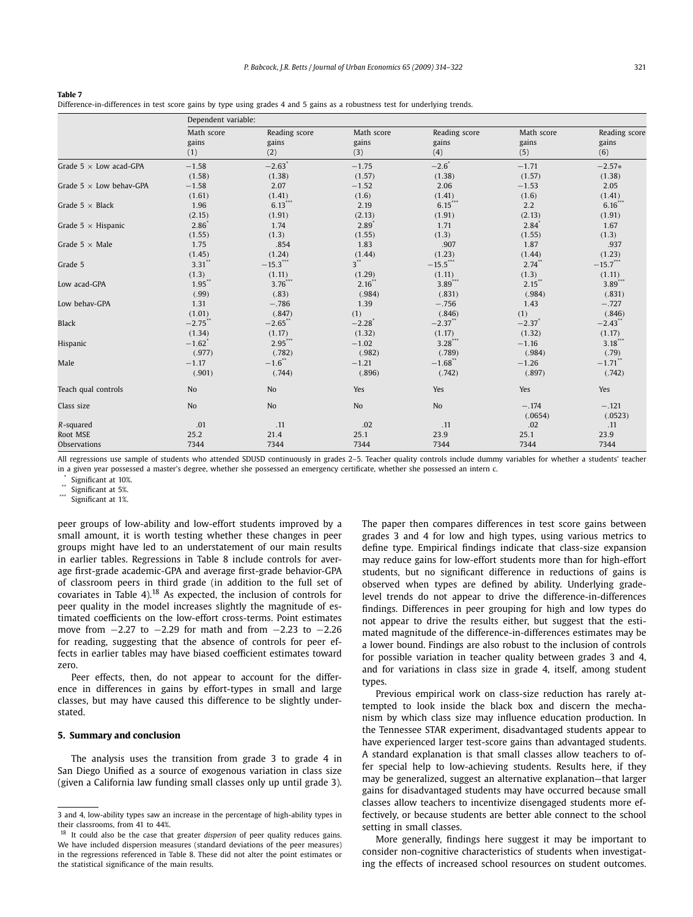**Table 7**

Difference-in-differences in test score gains by type using grades 4 and 5 gains as a robustness test for underlying trends.

| | Dependent variable: | | | | | |
|---|---|---|---|---|---|---|
| | Math score gains (1) | Reading score gains (2) | Math score gains (3) | Reading score gains (4) | Math score gains (5) | Reading score gains (6) |
| Grade 5 × Low acad-GPA | −1.58 | −2.63* | −1.75 | −2.6* | −1.71 | −2.57* |
| | (1.58) | (1.38) | (1.57) | (1.38) | (1.57) | (1.38) |
| Grade 5 × Low behav-GPA | −1.58 | 2.07 | −1.52 | 2.06 | −1.53 | 2.05 |
| | (1.61) | (1.41) | (1.6) | (1.41) | (1.6) | (1.41) |
| Grade 5 × Black | 1.96 | 6.13*** | 2.19 | 6.15*** | 2.2 | 6.16*** |
| | (2.15) | (1.91) | (2.13) | (1.91) | (2.13) | (1.91) |
| Grade 5 × Hispanic | 2.86* | 1.74 | 2.89* | 1.71 | 2.84* | 1.67 |
| | (1.55) | (1.3) | (1.55) | (1.3) | (1.55) | (1.3) |
| Grade 5 × Male | 1.75 | .854 | 1.83 | .907 | 1.87 | .937 |
| | (1.45) | (1.24) | (1.44) | (1.23) | (1.44) | (1.23) |
| Grade 5 | 3.31** | −15.3*** | 3** | −15.5*** | 2.74** | −15.7*** |
| | (1.3) | (1.11) | (1.29) | (1.11) | (1.3) | (1.11) |
| Low acad-GPA | 1.95** | 3.76*** | 2.16** | 3.89*** | 2.15** | 3.89*** |
| | (.99) | (.83) | (.984) | (.831) | (.984) | (.831) |
| Low behav-GPA | 1.31 | −.786 | 1.39 | −.756 | 1.43 | −.727 |
| | (1.01) | (.847) | (1) | (.846) | (1) | (.846) |
| Black | −2.75** | −2.65** | −2.28* | −2.37** | −2.37* | −2.43** |
| | (1.34) | (1.17) | (1.32) | (1.17) | (1.32) | (1.17) |
| Hispanic | −1.62* | 2.95*** | −1.02 | 3.28*** | −1.16 | 3.18*** |
| | (.977) | (.782) | (.982) | (.789) | (.984) | (.79) |
| Male | −1.17 | −1.6** | −1.21 | −1.68** | −1.26 | −1.71** |
| | (.901) | (.744) | (.896) | (.742) | (.897) | (.742) |
| Teach qual controls | No | No | Yes | Yes | Yes | Yes |
| Class size | No | No | No | No | −.174 | −.121 |
| | | | | | (.0654) | (.0523) |
| $R$-squared | .01 | .11 | .02 | .11 | .02 | .11 |
| Root MSE | 25.2 | 21.4 | 25.1 | 23.9 | 25.1 | 23.9 |
| Observations | 7344 | 7344 | 7344 | 7344 | 7344 | 7344 |

All regressions use sample of students who attended SDUSD continuously in grades 2–5. Teacher quality controls include dummy variables for whether a students' teacher in a given year possessed a master's degree, whether she possessed an emergency certificate, whether she possessed an intern c.

\* Significant at 10%.
\*\* Significant at 5%.
\*\*\* Significant at 1%.

peer groups of low-ability and low-effort students improved by a small amount, it is worth testing whether these changes in peer groups might have led to an understatement of our main results in earlier tables. Regressions in Table 8 include controls for average first-grade academic-GPA and average first-grade behavior-GPA of classroom peers in third grade (in addition to the full set of covariates in Table 4).[18] As expected, the inclusion of controls for peer quality in the model increases slightly the magnitude of estimated coefficients on the low-effort cross-terms. Point estimates move from −2.27 to −2.29 for math and from −2.23 to −2.26 for reading, suggesting that the absence of controls for peer effects in earlier tables may have biased coefficient estimates toward zero.

Peer effects, then, do not appear to account for the difference in differences in gains by effort-types in small and large classes, but may have caused this difference to be slightly understated.

## 5. Summary and conclusion

The analysis uses the transition from grade 3 to grade 4 in San Diego Unified as a source of exogenous variation in class size (given a California law funding small classes only up until grade 3). The paper then compares differences in test score gains between grades 3 and 4 for low and high types, using various metrics to define type. Empirical findings indicate that class-size expansion may reduce gains for low-effort students more than for high-effort students, but no significant difference in reductions of gains is observed when types are defined by ability. Underlying grade-level trends do not appear to drive the difference-in-differences findings. Differences in peer grouping for high and low types do not appear to drive the results either, but suggest that the estimated magnitude of the difference-in-differences estimates may be a lower bound. Findings are also robust to the inclusion of controls for possible variation in teacher quality between grades 3 and 4, and for variations in class size in grade 4, itself, among student types.

Previous empirical work on class-size reduction has rarely attempted to look inside the black box and discern the mechanism by which class size may influence education production. In the Tennessee STAR experiment, disadvantaged students appear to have experienced larger test-score gains than advantaged students. A standard explanation is that small classes allow teachers to offer special help to low-achieving students. Results here, if they may be generalized, suggest an alternative explanation—that larger gains for disadvantaged students may have occurred because small classes allow teachers to incentivize disengaged students more effectively, or because students are better able connect to the school setting in small classes.

More generally, findings here suggest it may be important to consider non-cognitive characteristics of students when investigating the effects of increased school resources on student outcomes.

---

3 and 4, low-ability types saw an increase in the percentage of high-ability types in their classrooms, from 41 to 44%.

[18] It could also be the case that greater *dispersion* of peer quality reduces gains. We have included dispersion measures (standard deviations of the peer measures) in the regressions referenced in Table 8. These did not alter the point estimates or the statistical significance of the main results.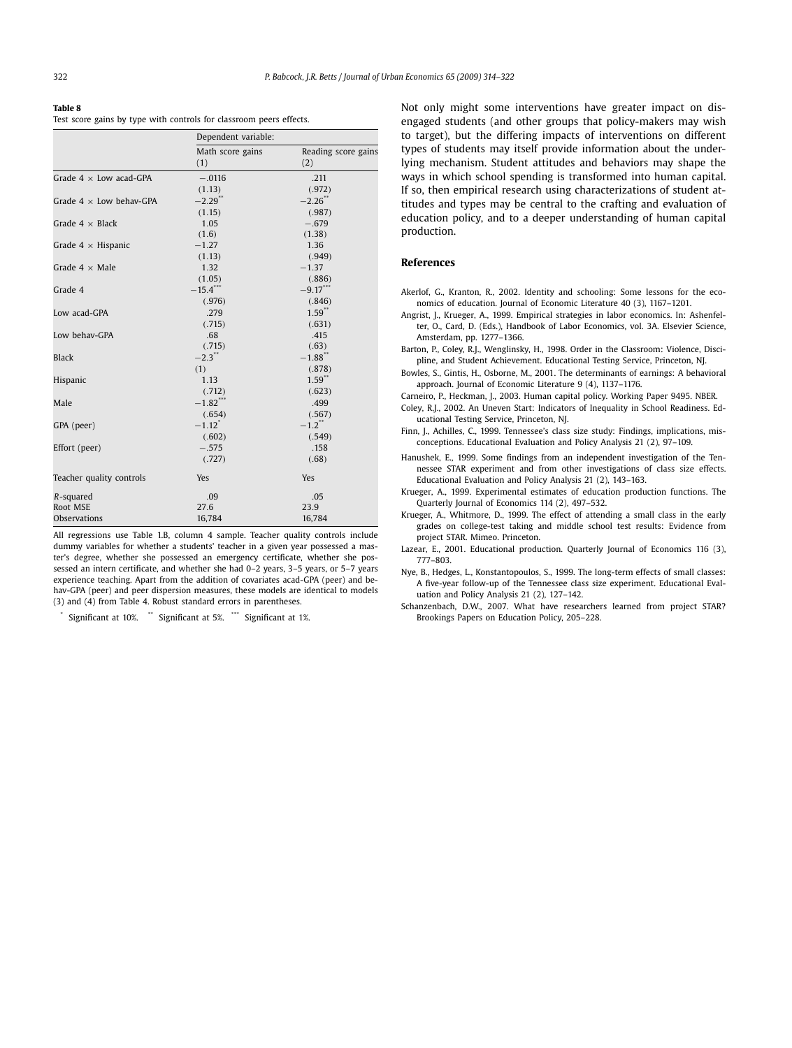**Table 8**
Test score gains by type with controls for classroom peers effects.

| | Dependent variable: | |
|---|---|---|
| | Math score gains (1) | Reading score gains (2) |
| Grade 4 × Low acad-GPA | −.0116 | .211 |
| | (1.13) | (.972) |
| Grade 4 × Low behav-GPA | −2.29** | −2.26** |
| | (1.15) | (.987) |
| Grade 4 × Black | 1.05 | −.679 |
| | (1.6) | (1.38) |
| Grade 4 × Hispanic | −1.27 | 1.36 |
| | (1.13) | (.949) |
| Grade 4 × Male | 1.32 | −1.37 |
| | (1.05) | (.886) |
| Grade 4 | −15.4*** | −9.17*** |
| | (.976) | (.846) |
| Low acad-GPA | .279 | 1.59** |
| | (.715) | (.631) |
| Low behav-GPA | .68 | .415 |
| | (.715) | (.63) |
| Black | −2.3** | −1.88** |
| | (1) | (.878) |
| Hispanic | 1.13 | 1.59** |
| | (.712) | (.623) |
| Male | −1.82*** | .499 |
| | (.654) | (.567) |
| GPA (peer) | −1.12* | −1.2** |
| | (.602) | (.549) |
| Effort (peer) | −.575 | .158 |
| | (.727) | (.68) |
| Teacher quality controls | Yes | Yes |
| *R*-squared | .09 | .05 |
| Root MSE | 27.6 | 23.9 |
| Observations | 16,784 | 16,784 |

All regressions use Table 1.B, column 4 sample. Teacher quality controls include dummy variables for whether a students' teacher in a given year possessed a master's degree, whether she possessed an emergency certificate, whether she possessed an intern certificate, and whether she had 0–2 years, 3–5 years, or 5–7 years experience teaching. Apart from the addition of covariates acad-GPA (peer) and behav-GPA (peer) and peer dispersion measures, these models are identical to models (3) and (4) from Table 4. Robust standard errors in parentheses.

\* Significant at 10%. \*\* Significant at 5%. \*\*\* Significant at 1%.

Not only might some interventions have greater impact on disengaged students (and other groups that policy-makers may wish to target), but the differing impacts of interventions on different types of students may itself provide information about the underlying mechanism. Student attitudes and behaviors may shape the ways in which school spending is transformed into human capital. If so, then empirical research using characterizations of student attitudes and types may be central to the crafting and evaluation of education policy, and to a deeper understanding of human capital production.

## References

Akerlof, G., Kranton, R., 2002. Identity and schooling: Some lessons for the economics of education. Journal of Economic Literature 40 (3), 1167–1201.

Angrist, J., Krueger, A., 1999. Empirical strategies in labor economics. In: Ashenfelter, O., Card, D. (Eds.), Handbook of Labor Economics, vol. 3A. Elsevier Science, Amsterdam, pp. 1277–1366.

Barton, P., Coley, R.J., Wenglinsky, H., 1998. Order in the Classroom: Violence, Discipline, and Student Achievement. Educational Testing Service, Princeton, NJ.

Bowles, S., Gintis, H., Osborne, M., 2001. The determinants of earnings: A behavioral approach. Journal of Economic Literature 9 (4), 1137–1176.

Carneiro, P., Heckman, J., 2003. Human capital policy. Working Paper 9495. NBER.

Coley, R.J., 2002. An Uneven Start: Indicators of Inequality in School Readiness. Educational Testing Service, Princeton, NJ.

Finn, J., Achilles, C., 1999. Tennessee's class size study: Findings, implications, misconceptions. Educational Evaluation and Policy Analysis 21 (2), 97–109.

Hanushek, E., 1999. Some findings from an independent investigation of the Tennessee STAR experiment and from other investigations of class size effects. Educational Evaluation and Policy Analysis 21 (2), 143–163.

Krueger, A., 1999. Experimental estimates of education production functions. The Quarterly Journal of Economics 114 (2), 497–532.

Krueger, A., Whitmore, D., 1999. The effect of attending a small class in the early grades on college-test taking and middle school test results: Evidence from project STAR. Mimeo. Princeton.

Lazear, E., 2001. Educational production. Quarterly Journal of Economics 116 (3), 777–803.

Nye, B., Hedges, L., Konstantopoulos, S., 1999. The long-term effects of small classes: A five-year follow-up of the Tennessee class size experiment. Educational Evaluation and Policy Analysis 21 (2), 127–142.

Schanzenbach, D.W., 2007. What have researchers learned from project STAR? Brookings Papers on Education Policy, 205–228.